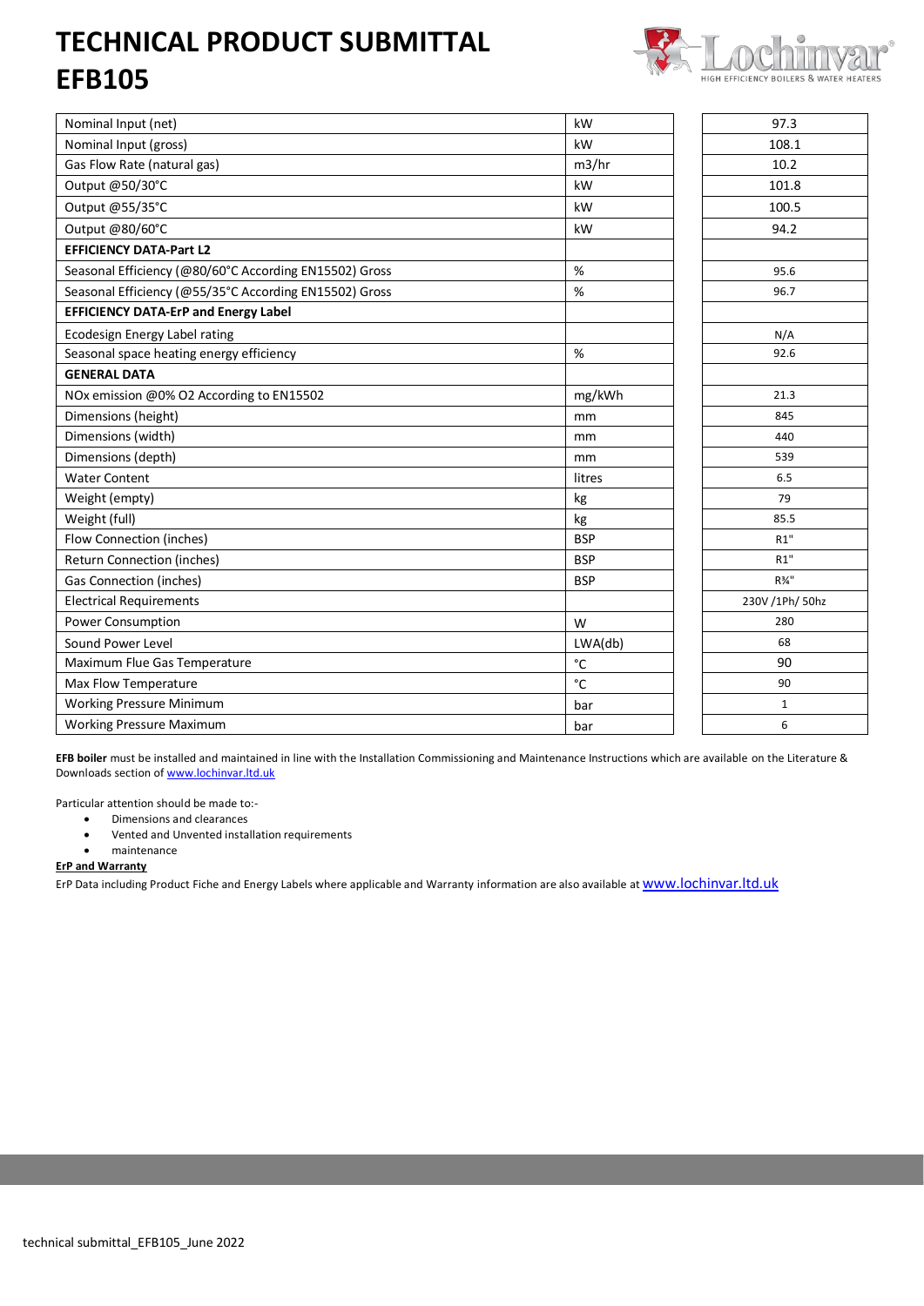# TECHNICAL PRODUCT SUBMITTAL
# EFB105

| | | |
|---|---|---|
| Nominal Input (net) | kW | 97.3 |
| Nominal Input (gross) | kW | 108.1 |
| Gas Flow Rate (natural gas) | m3/hr | 10.2 |
| Output @50/30°C | kW | 101.8 |
| Output @55/35°C | kW | 100.5 |
| Output @80/60°C | kW | 94.2 |
| **EFFICIENCY DATA-Part L2** | | |
| Seasonal Efficiency (@80/60°C According EN15502) Gross | % | 95.6 |
| Seasonal Efficiency (@55/35°C According EN15502) Gross | % | 96.7 |
| **EFFICIENCY DATA-ErP and Energy Label** | | |
| Ecodesign Energy Label rating | | N/A |
| Seasonal space heating energy efficiency | % | 92.6 |
| **GENERAL DATA** | | |
| NOx emission @0% O2 According to EN15502 | mg/kWh | 21.3 |
| Dimensions (height) | mm | 845 |
| Dimensions (width) | mm | 440 |
| Dimensions (depth) | mm | 539 |
| Water Content | litres | 6.5 |
| Weight (empty) | kg | 79 |
| Weight (full) | kg | 85.5 |
| Flow Connection (inches) | BSP | R1" |
| Return Connection (inches) | BSP | R1" |
| Gas Connection (inches) | BSP | R¾" |
| Electrical Requirements | | 230V /1Ph/ 50hz |
| Power Consumption | W | 280 |
| Sound Power Level | LWA(db) | 68 |
| Maximum Flue Gas Temperature | °C | 90 |
| Max Flow Temperature | °C | 90 |
| Working Pressure Minimum | bar | 1 |
| Working Pressure Maximum | bar | 6 |

**EFB boiler** must be installed and maintained in line with the Installation Commissioning and Maintenance Instructions which are available on the Literature & Downloads section of www.lochinvar.ltd.uk

Particular attention should be made to:-

- Dimensions and clearances
- Vented and Unvented installation requirements
- maintenance

**ErP and Warranty**

ErP Data including Product Fiche and Energy Labels where applicable and Warranty information are also available at www.lochinvar.ltd.uk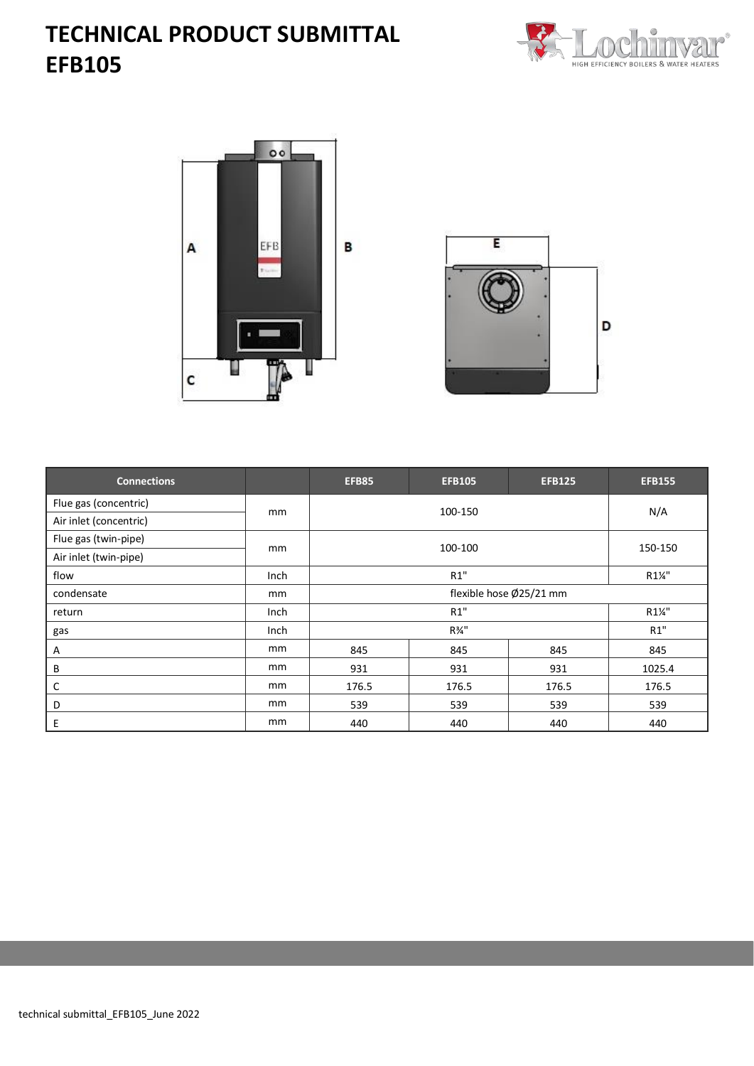# TECHNICAL PRODUCT SUBMITTAL
# EFB105

A

B

C

E

D

| Connections | | EFB85 | EFB105 | EFB125 | EFB155 |
|---|---|---|---|---|---|
| Flue gas (concentric) | mm | 100-150 | | | N/A |
| Air inlet (concentric) | | | | | |
| Flue gas (twin-pipe) | mm | 100-100 | | | 150-150 |
| Air inlet (twin-pipe) | | | | | |
| flow | Inch | R1" | | | R1¼" |
| condensate | mm | flexible hose Ø25/21 mm | | | |
| return | Inch | R1" | | | R1¼" |
| gas | Inch | R¾" | | | R1" |
| A | mm | 845 | 845 | 845 | 845 |
| B | mm | 931 | 931 | 931 | 1025.4 |
| C | mm | 176.5 | 176.5 | 176.5 | 176.5 |
| D | mm | 539 | 539 | 539 | 539 |
| E | mm | 440 | 440 | 440 | 440 |

technical submittal_EFB105_June 2022